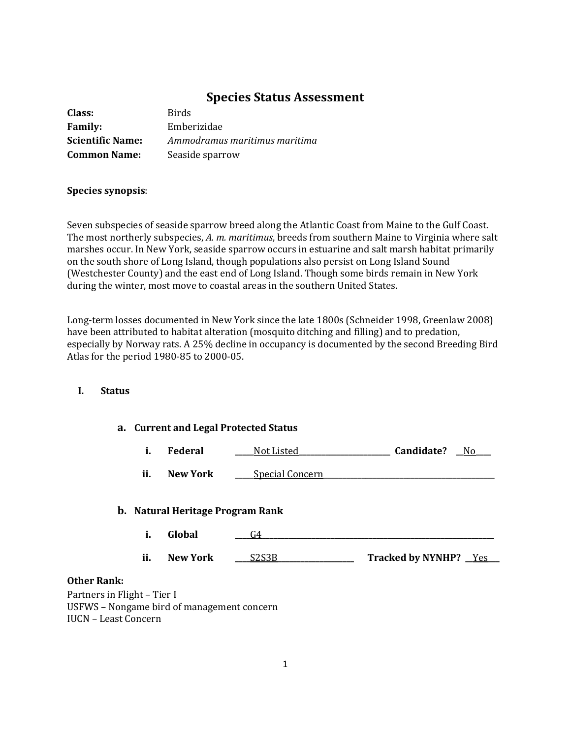# Species Status Assessment

**Class:** Birds

**Family:** Emberizidae

**Scientific Name:** *Ammodramus maritimus maritima*

**Common Name:** Seaside sparrow

**Species synopsis**:

Seven subspecies of seaside sparrow breed along the Atlantic Coast from Maine to the Gulf Coast. The most northerly subspecies, *A. m. maritimus*, breeds from southern Maine to Virginia where salt marshes occur. In New York, seaside sparrow occurs in estuarine and salt marsh habitat primarily on the south shore of Long Island, though populations also persist on Long Island Sound (Westchester County) and the east end of Long Island. Though some birds remain in New York during the winter, most move to coastal areas in the southern United States.

Long-term losses documented in New York since the late 1800s (Schneider 1998, Greenlaw 2008) have been attributed to habitat alteration (mosquito ditching and filling) and to predation, especially by Norway rats. A 25% decline in occupancy is documented by the second Breeding Bird Atlas for the period 1980-85 to 2000-05.

## I. Status

### a. Current and Legal Protected Status

i. **Federal** Not Listed **Candidate?** No

ii. **New York** Special Concern

### b. Natural Heritage Program Rank

i. **Global** G4

ii. **New York** S2S3B **Tracked by NYNHP?** Yes

**Other Rank:**

Partners in Flight – Tier I

USFWS – Nongame bird of management concern

IUCN – Least Concern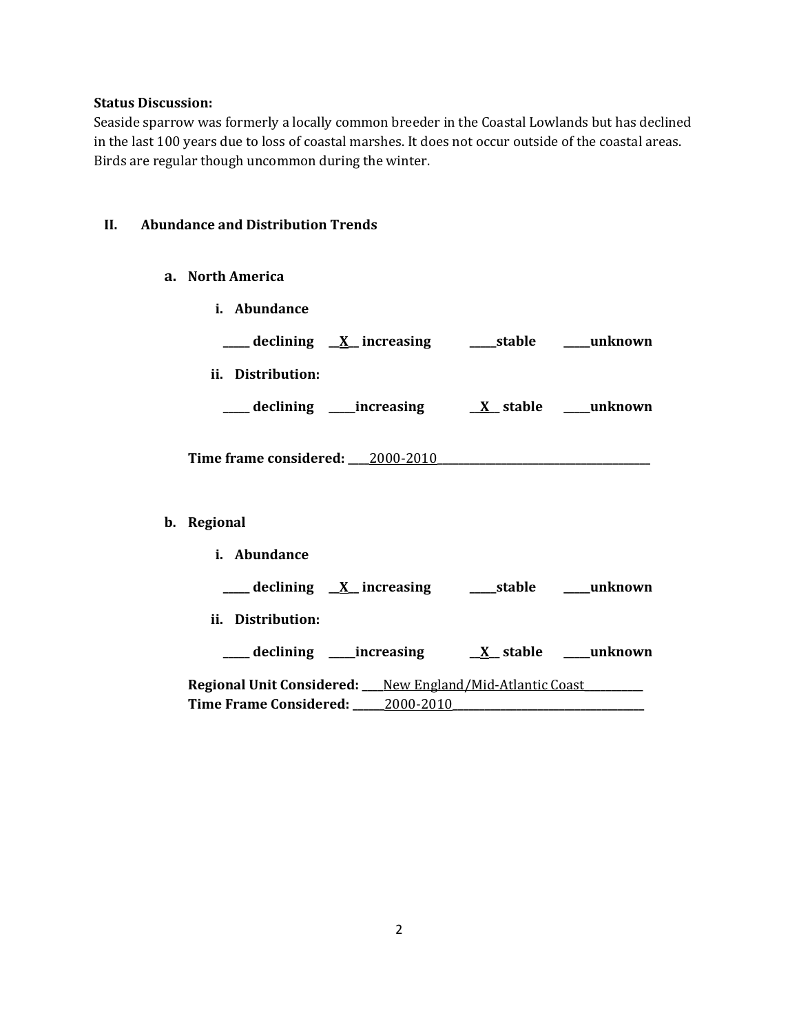**Status Discussion:**
Seaside sparrow was formerly a locally common breeder in the Coastal Lowlands but has declined in the last 100 years due to loss of coastal marshes. It does not occur outside of the coastal areas. Birds are regular though uncommon during the winter.

## II. Abundance and Distribution Trends

### a. North America

**i. Abundance**

**_____ declining __X__ increasing _____stable _____unknown**

**ii. Distribution:**

**_____ declining _____increasing __X__ stable _____unknown**

**Time frame considered:** ____2000-2010________________________________________

### b. Regional

**i. Abundance**

**_____ declining __X__ increasing _____stable _____unknown**

**ii. Distribution:**

**_____ declining _____increasing __X__ stable _____unknown**

**Regional Unit Considered:** ____New England/Mid-Atlantic Coast___________
**Time Frame Considered:** ______2000-2010_____________________________________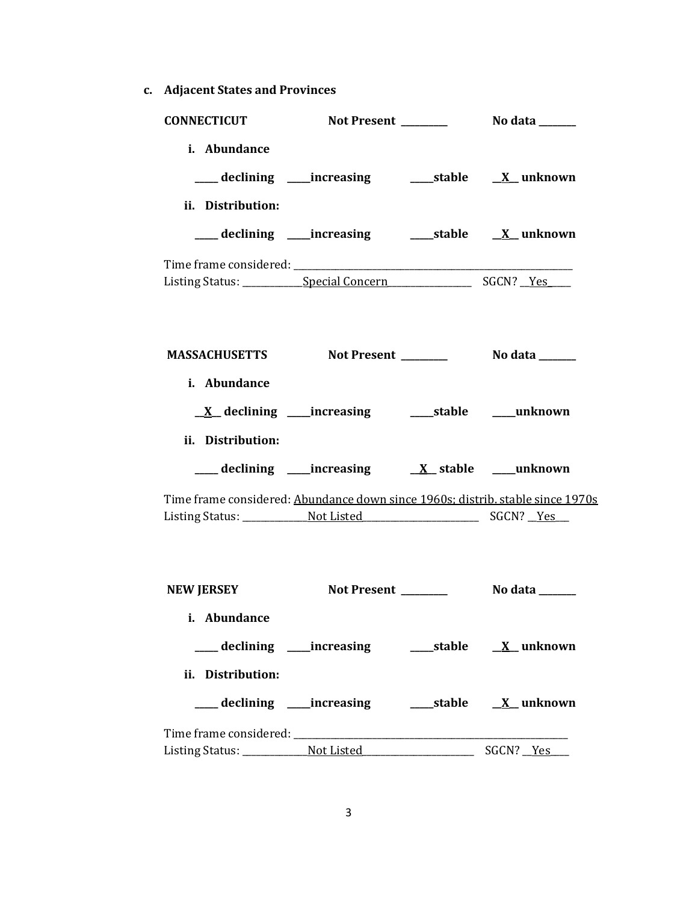**c. Adjacent States and Provinces**

**CONNECTICUT** **Not Present** _________ **No data** _______

**i. Abundance**

_____ **declining** _____ **increasing** _____ **stable** __X__ **unknown**

**ii. Distribution:**

_____ **declining** _____ **increasing** _____ **stable** __X__ **unknown**

Time frame considered: ___________________________________________

Listing Status: ____________Special Concern________________ SGCN? __Yes____

**MASSACHUSETTS** **Not Present** _________ **No data** _______

**i. Abundance**

__X__ **declining** _____ **increasing** _____ **stable** _____ **unknown**

**ii. Distribution:**

_____ **declining** _____ **increasing** __X__ **stable** _____ **unknown**

Time frame considered: Abundance down since 1960s; distrib. stable since 1970s

Listing Status: _____________Not Listed______________________ SGCN? __Yes___

**NEW JERSEY** **Not Present** _________ **No data** _______

**i. Abundance**

_____ **declining** _____ **increasing** _____ **stable** __X__ **unknown**

**ii. Distribution:**

_____ **declining** _____ **increasing** _____ **stable** __X__ **unknown**

Time frame considered: ___________________________________________

Listing Status: _____________Not Listed______________________ SGCN? __Yes___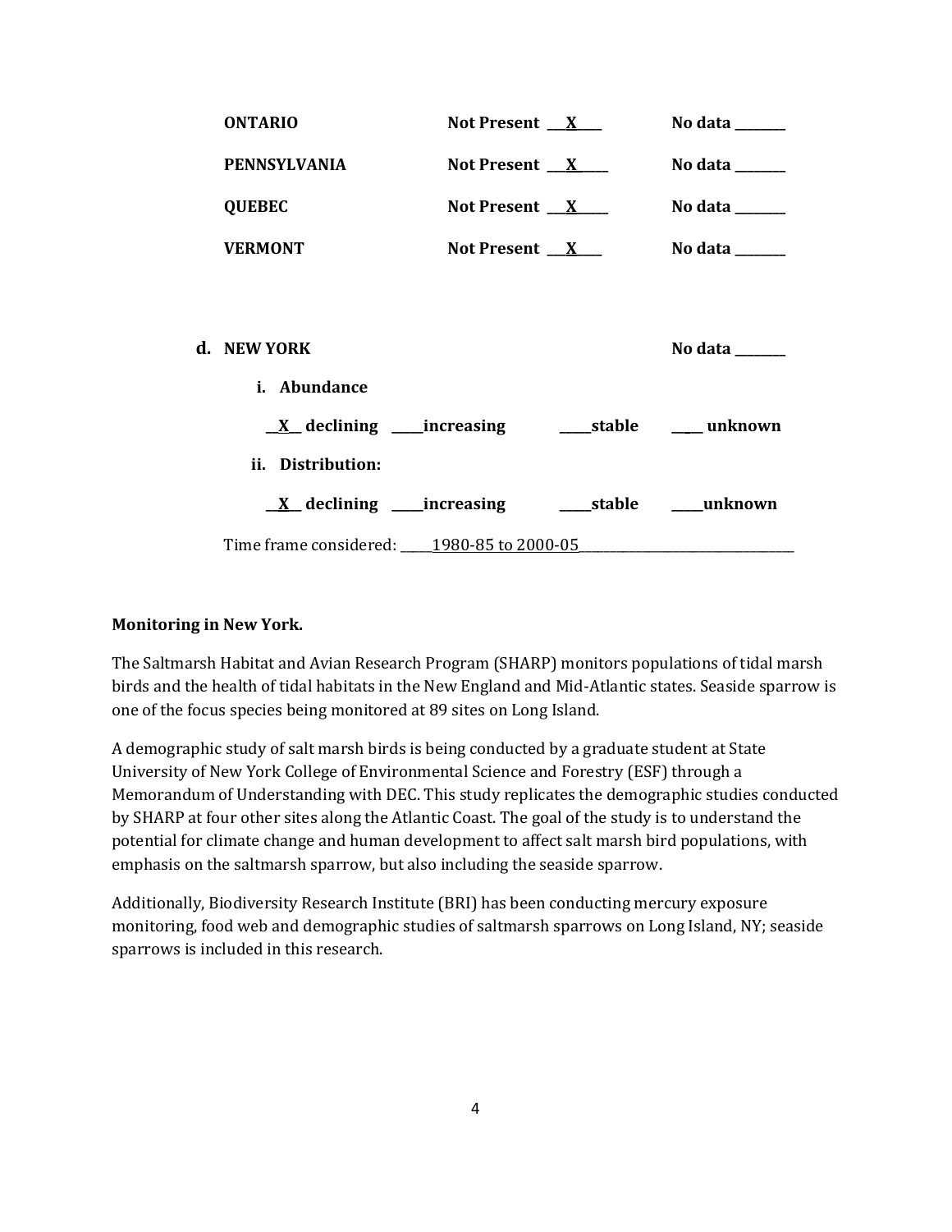**ONTARIO** **Not Present** __X__ **No data** ______

**PENNSYLVANIA** **Not Present** __X__ **No data** ______

**QUEBEC** **Not Present** __X__ **No data** ______

**VERMONT** **Not Present** __X__ **No data** ______

**d. NEW YORK** **No data** ______

**i. Abundance**

__X__ **declining** ____**increasing** ____**stable** ____ **unknown**

**ii. Distribution:**

__X__ **declining** ____**increasing** ____**stable** ____**unknown**

Time frame considered: ____1980-85 to 2000-05____________________

**Monitoring in New York.**

The Saltmarsh Habitat and Avian Research Program (SHARP) monitors populations of tidal marsh birds and the health of tidal habitats in the New England and Mid-Atlantic states. Seaside sparrow is one of the focus species being monitored at 89 sites on Long Island.

A demographic study of salt marsh birds is being conducted by a graduate student at State University of New York College of Environmental Science and Forestry (ESF) through a Memorandum of Understanding with DEC. This study replicates the demographic studies conducted by SHARP at four other sites along the Atlantic Coast. The goal of the study is to understand the potential for climate change and human development to affect salt marsh bird populations, with emphasis on the saltmarsh sparrow, but also including the seaside sparrow.

Additionally, Biodiversity Research Institute (BRI) has been conducting mercury exposure monitoring, food web and demographic studies of saltmarsh sparrows on Long Island, NY; seaside sparrows is included in this research.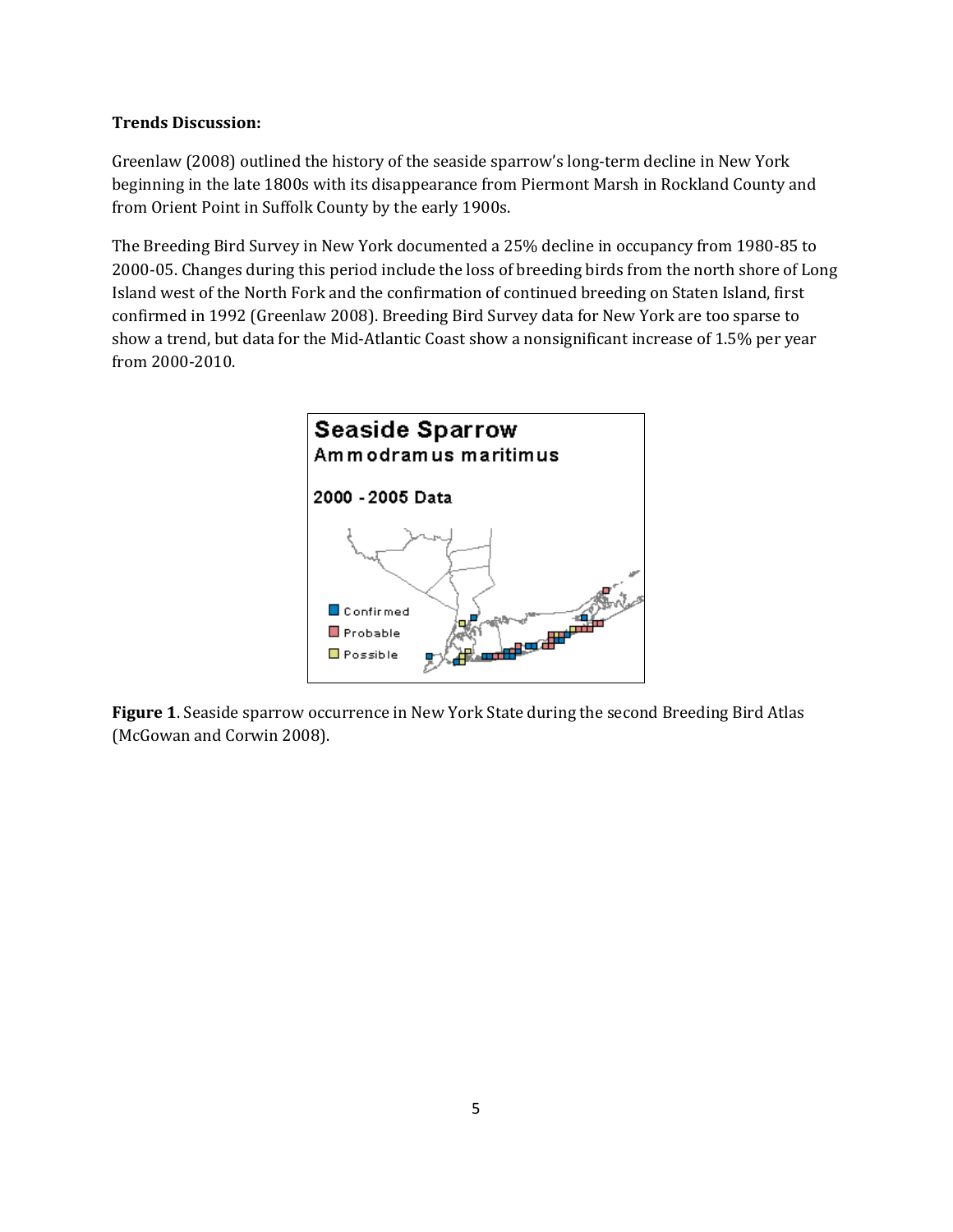**Trends Discussion:**

Greenlaw (2008) outlined the history of the seaside sparrow's long-term decline in New York beginning in the late 1800s with its disappearance from Piermont Marsh in Rockland County and from Orient Point in Suffolk County by the early 1900s.

The Breeding Bird Survey in New York documented a 25% decline in occupancy from 1980-85 to 2000-05. Changes during this period include the loss of breeding birds from the north shore of Long Island west of the North Fork and the confirmation of continued breeding on Staten Island, first confirmed in 1992 (Greenlaw 2008). Breeding Bird Survey data for New York are too sparse to show a trend, but data for the Mid-Atlantic Coast show a nonsignificant increase of 1.5% per year from 2000-2010.

**Figure 1**. Seaside sparrow occurrence in New York State during the second Breeding Bird Atlas (McGowan and Corwin 2008).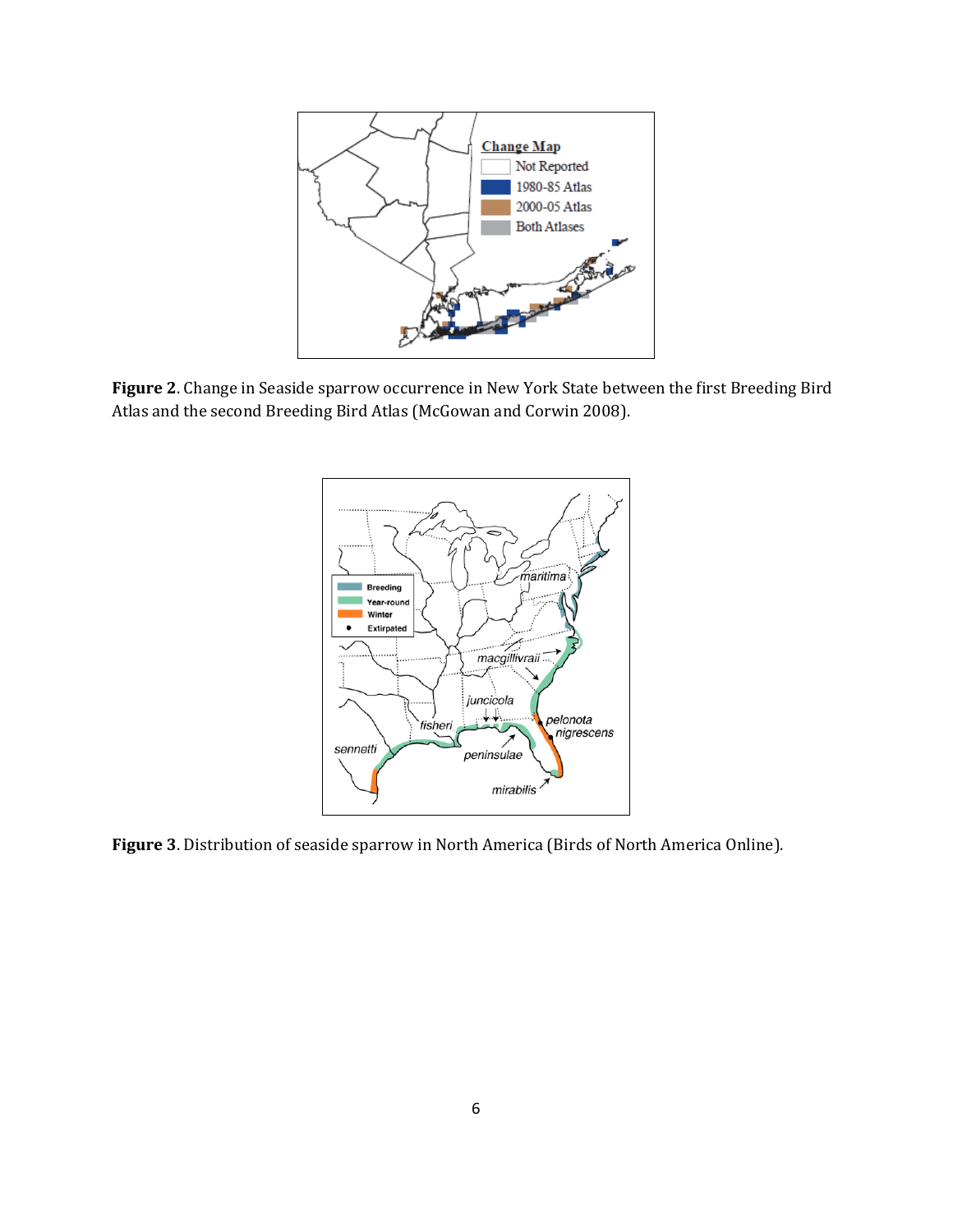**Figure 2**. Change in Seaside sparrow occurrence in New York State between the first Breeding Bird Atlas and the second Breeding Bird Atlas (McGowan and Corwin 2008).

**Figure 3**. Distribution of seaside sparrow in North America (Birds of North America Online).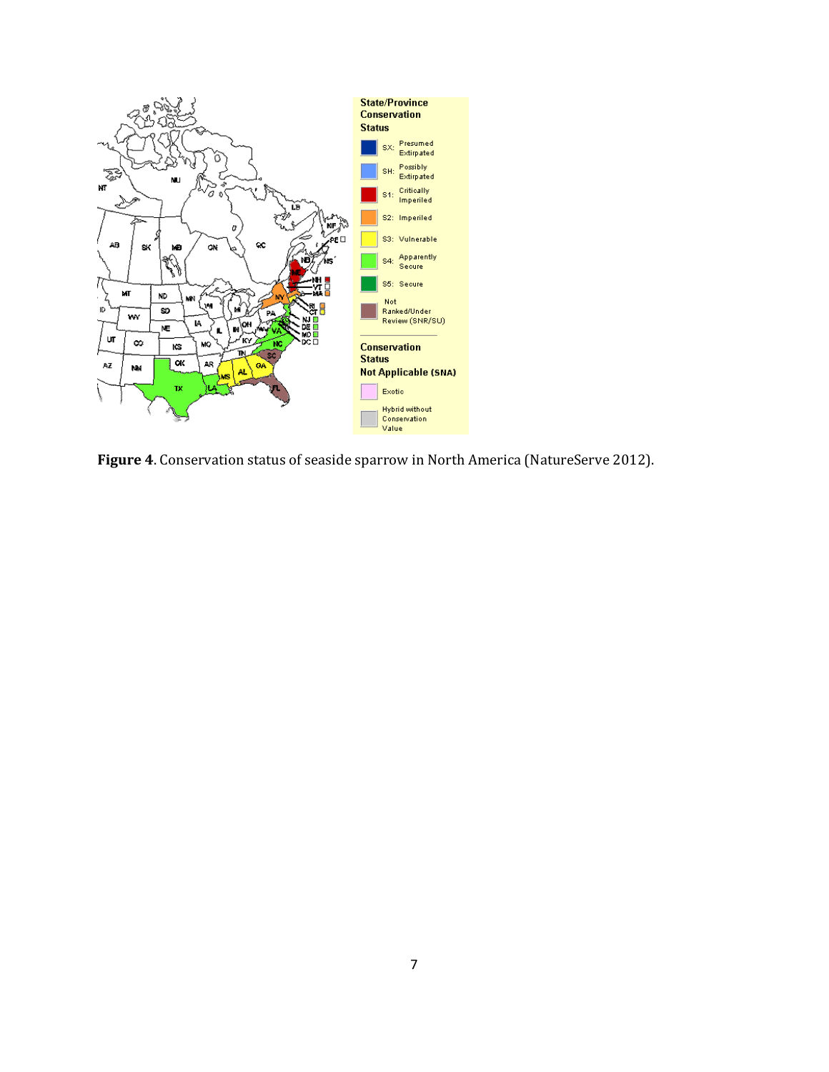**Figure 4**. Conservation status of seaside sparrow in North America (NatureServe 2012).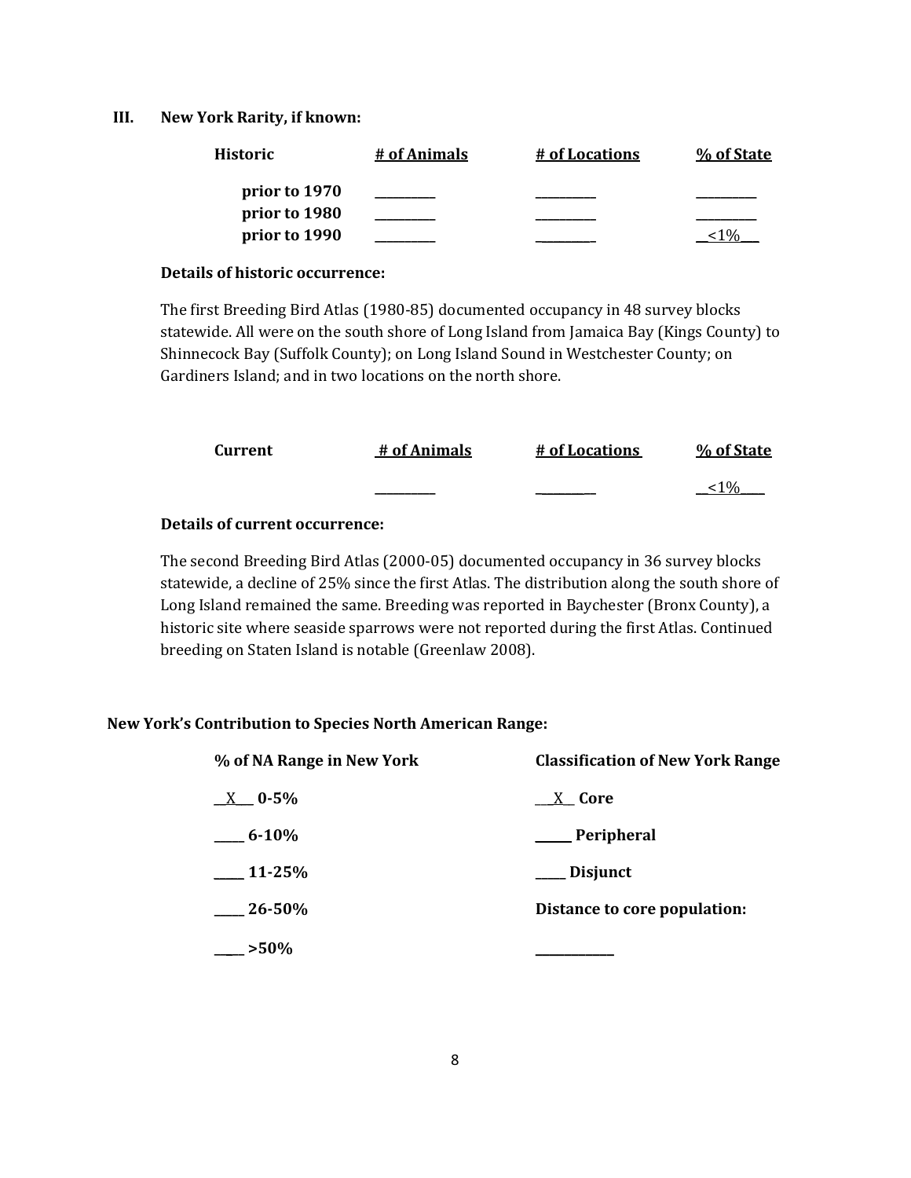## III. New York Rarity, if known:

| Historic | # of Animals | # of Locations | % of State |
|---|---|---|---|
| prior to 1970 | _________ | _________ | _________ |
| prior to 1980 | _________ | _________ | _________ |
| prior to 1990 | _________ | _________ | __<1%__ |

**Details of historic occurrence:**

The first Breeding Bird Atlas (1980-85) documented occupancy in 48 survey blocks statewide. All were on the south shore of Long Island from Jamaica Bay (Kings County) to Shinnecock Bay (Suffolk County); on Long Island Sound in Westchester County; on Gardiners Island; and in two locations on the north shore.

| Current | # of Animals | # of Locations | % of State |
|---|---|---|---|
| | _________ | _________ | __<1%___ |

**Details of current occurrence:**

The second Breeding Bird Atlas (2000-05) documented occupancy in 36 survey blocks statewide, a decline of 25% since the first Atlas. The distribution along the south shore of Long Island remained the same. Breeding was reported in Baychester (Bronx County), a historic site where seaside sparrows were not reported during the first Atlas. Continued breeding on Staten Island is notable (Greenlaw 2008).

**New York's Contribution to Species North American Range:**

| % of NA Range in New York | Classification of New York Range |
|---|---|
| __X__ 0-5% | __X__ Core |
| _____ 6-10% | _____ Peripheral |
| _____ 11-25% | _____ Disjunct |
| _____ 26-50% | Distance to core population: |
| _____ >50% | _________ |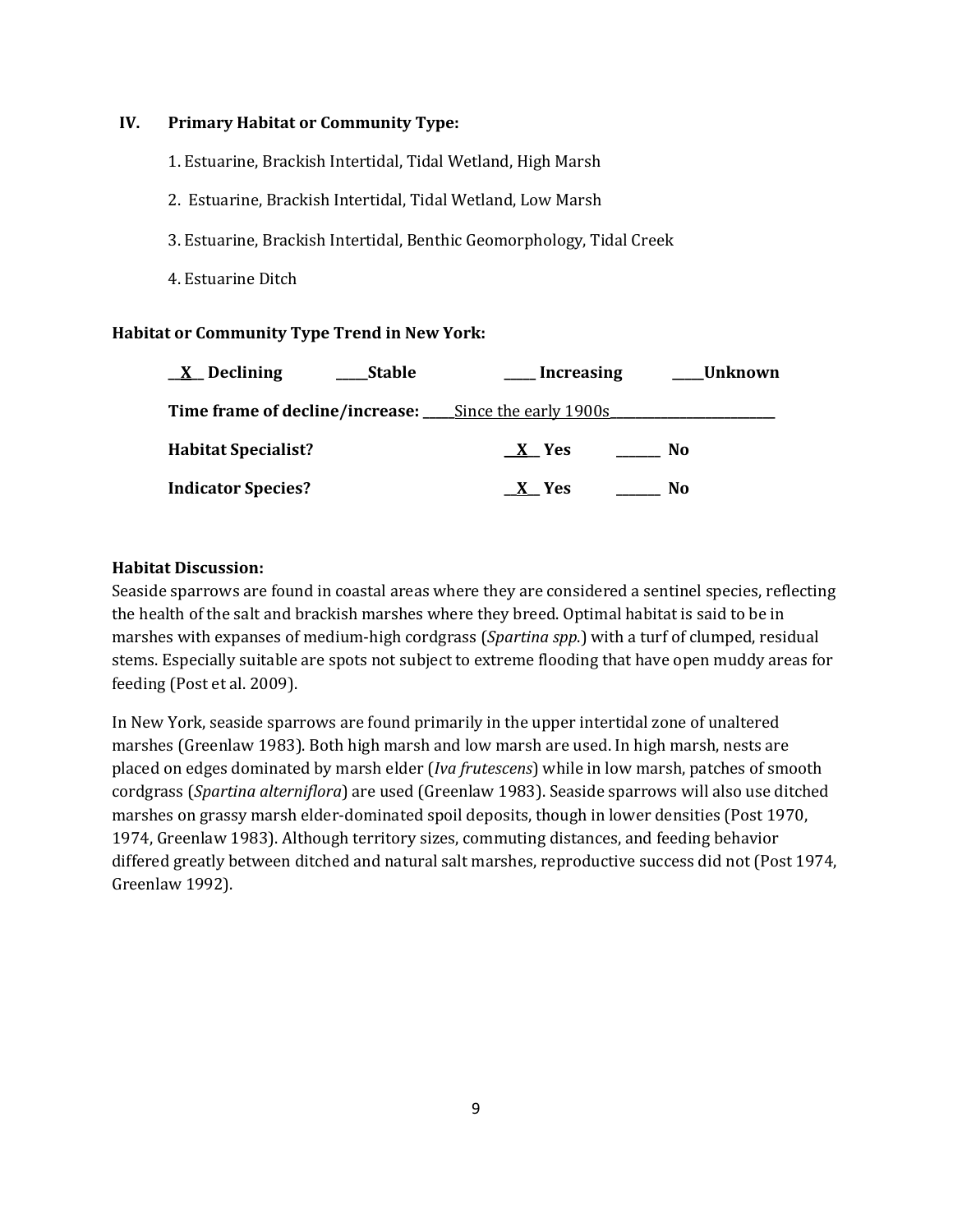## IV. Primary Habitat or Community Type:

1. Estuarine, Brackish Intertidal, Tidal Wetland, High Marsh
2. Estuarine, Brackish Intertidal, Tidal Wetland, Low Marsh
3. Estuarine, Brackish Intertidal, Benthic Geomorphology, Tidal Creek
4. Estuarine Ditch

**Habitat or Community Type Trend in New York:**

**__X__ Declining** **_____Stable** **_____ Increasing** **_____Unknown**

**Time frame of decline/increase:** _____Since the early 1900s_______________________

**Habitat Specialist?** **__X__ Yes** **_______ No**

**Indicator Species?** **__X__ Yes** **_______ No**

**Habitat Discussion:**

Seaside sparrows are found in coastal areas where they are considered a sentinel species, reflecting the health of the salt and brackish marshes where they breed. Optimal habitat is said to be in marshes with expanses of medium-high cordgrass (*Spartina spp.*) with a turf of clumped, residual stems. Especially suitable are spots not subject to extreme flooding that have open muddy areas for feeding (Post et al. 2009).

In New York, seaside sparrows are found primarily in the upper intertidal zone of unaltered marshes (Greenlaw 1983). Both high marsh and low marsh are used. In high marsh, nests are placed on edges dominated by marsh elder (*Iva frutescens*) while in low marsh, patches of smooth cordgrass (*Spartina alterniflora*) are used (Greenlaw 1983). Seaside sparrows will also use ditched marshes on grassy marsh elder-dominated spoil deposits, though in lower densities (Post 1970, 1974, Greenlaw 1983). Although territory sizes, commuting distances, and feeding behavior differed greatly between ditched and natural salt marshes, reproductive success did not (Post 1974, Greenlaw 1992).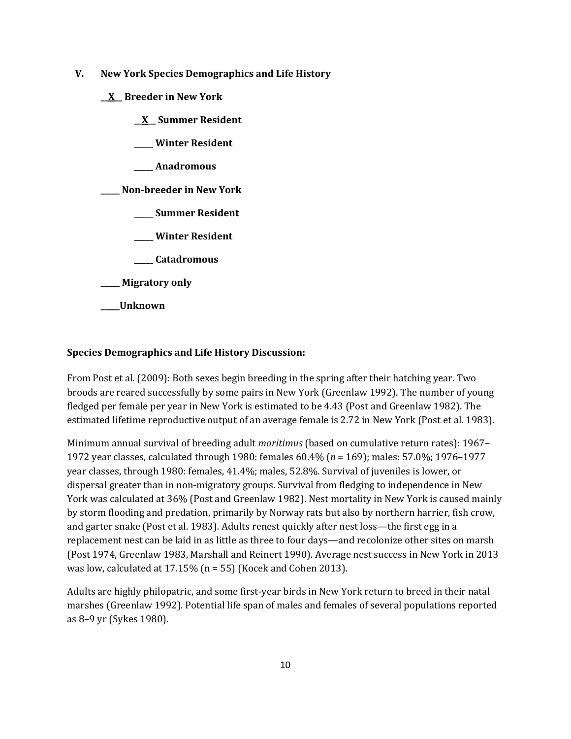## V. New York Species Demographics and Life History

__**X**__ **Breeder in New York**

  __**X**__ **Summer Resident**

  _____ **Winter Resident**

  _____ **Anadromous**

_____ **Non-breeder in New York**

  _____ **Summer Resident**

  _____ **Winter Resident**

  _____ **Catadromous**

_____ **Migratory only**

_____**Unknown**

**Species Demographics and Life History Discussion:**

From Post et al. (2009): Both sexes begin breeding in the spring after their hatching year. Two broods are reared successfully by some pairs in New York (Greenlaw 1992). The number of young fledged per female per year in New York is estimated to be 4.43 (Post and Greenlaw 1982). The estimated lifetime reproductive output of an average female is 2.72 in New York (Post et al. 1983).

Minimum annual survival of breeding adult *maritimus* (based on cumulative return rates): 1967–1972 year classes, calculated through 1980: females 60.4% (*n* = 169); males: 57.0%; 1976–1977 year classes, through 1980: females, 41.4%; males, 52.8%. Survival of juveniles is lower, or dispersal greater than in non-migratory groups. Survival from fledging to independence in New York was calculated at 36% (Post and Greenlaw 1982). Nest mortality in New York is caused mainly by storm flooding and predation, primarily by Norway rats but also by northern harrier, fish crow, and garter snake (Post et al. 1983). Adults renest quickly after nest loss—the first egg in a replacement nest can be laid in as little as three to four days—and recolonize other sites on marsh (Post 1974, Greenlaw 1983, Marshall and Reinert 1990). Average nest success in New York in 2013 was low, calculated at 17.15% (n = 55) (Kocek and Cohen 2013).

Adults are highly philopatric, and some first-year birds in New York return to breed in their natal marshes (Greenlaw 1992). Potential life span of males and females of several populations reported as 8–9 yr (Sykes 1980).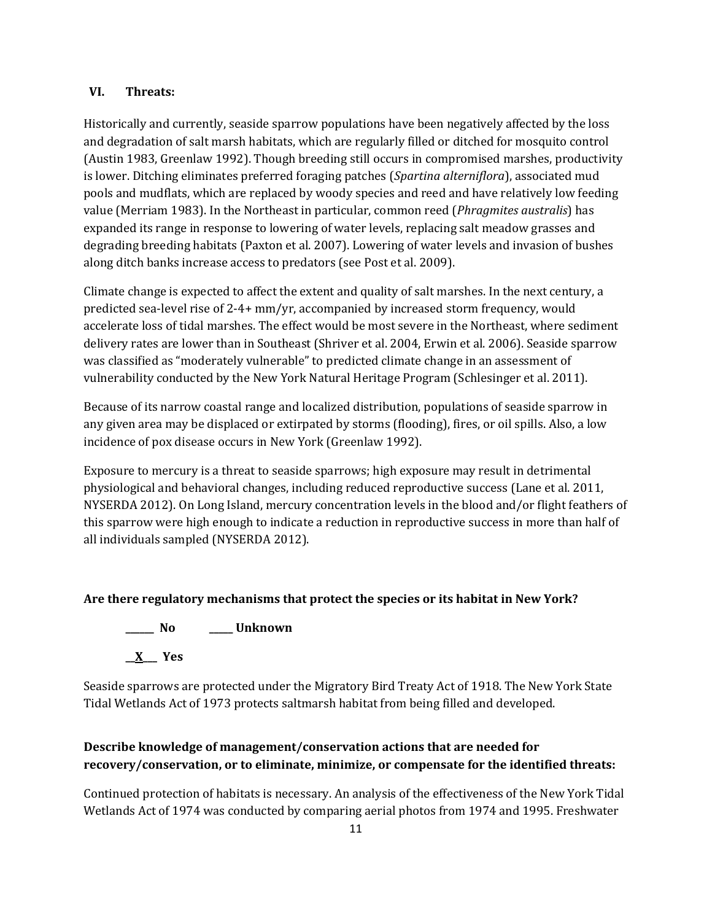## VI. Threats:

Historically and currently, seaside sparrow populations have been negatively affected by the loss and degradation of salt marsh habitats, which are regularly filled or ditched for mosquito control (Austin 1983, Greenlaw 1992). Though breeding still occurs in compromised marshes, productivity is lower. Ditching eliminates preferred foraging patches (*Spartina alterniflora*), associated mud pools and mudflats, which are replaced by woody species and reed and have relatively low feeding value (Merriam 1983). In the Northeast in particular, common reed (*Phragmites australis*) has expanded its range in response to lowering of water levels, replacing salt meadow grasses and degrading breeding habitats (Paxton et al. 2007). Lowering of water levels and invasion of bushes along ditch banks increase access to predators (see Post et al. 2009).

Climate change is expected to affect the extent and quality of salt marshes. In the next century, a predicted sea-level rise of 2-4+ mm/yr, accompanied by increased storm frequency, would accelerate loss of tidal marshes. The effect would be most severe in the Northeast, where sediment delivery rates are lower than in Southeast (Shriver et al. 2004, Erwin et al. 2006). Seaside sparrow was classified as "moderately vulnerable" to predicted climate change in an assessment of vulnerability conducted by the New York Natural Heritage Program (Schlesinger et al. 2011).

Because of its narrow coastal range and localized distribution, populations of seaside sparrow in any given area may be displaced or extirpated by storms (flooding), fires, or oil spills. Also, a low incidence of pox disease occurs in New York (Greenlaw 1992).

Exposure to mercury is a threat to seaside sparrows; high exposure may result in detrimental physiological and behavioral changes, including reduced reproductive success (Lane et al. 2011, NYSERDA 2012). On Long Island, mercury concentration levels in the blood and/or flight feathers of this sparrow were high enough to indicate a reduction in reproductive success in more than half of all individuals sampled (NYSERDA 2012).

**Are there regulatory mechanisms that protect the species or its habitat in New York?**

**\_\_\_\_\_\_ No          \_\_\_\_\_ Unknown**

**\_\_X\_\_\_ Yes**

Seaside sparrows are protected under the Migratory Bird Treaty Act of 1918. The New York State Tidal Wetlands Act of 1973 protects saltmarsh habitat from being filled and developed.

**Describe knowledge of management/conservation actions that are needed for recovery/conservation, or to eliminate, minimize, or compensate for the identified threats:**

Continued protection of habitats is necessary. An analysis of the effectiveness of the New York Tidal Wetlands Act of 1974 was conducted by comparing aerial photos from 1974 and 1995. Freshwater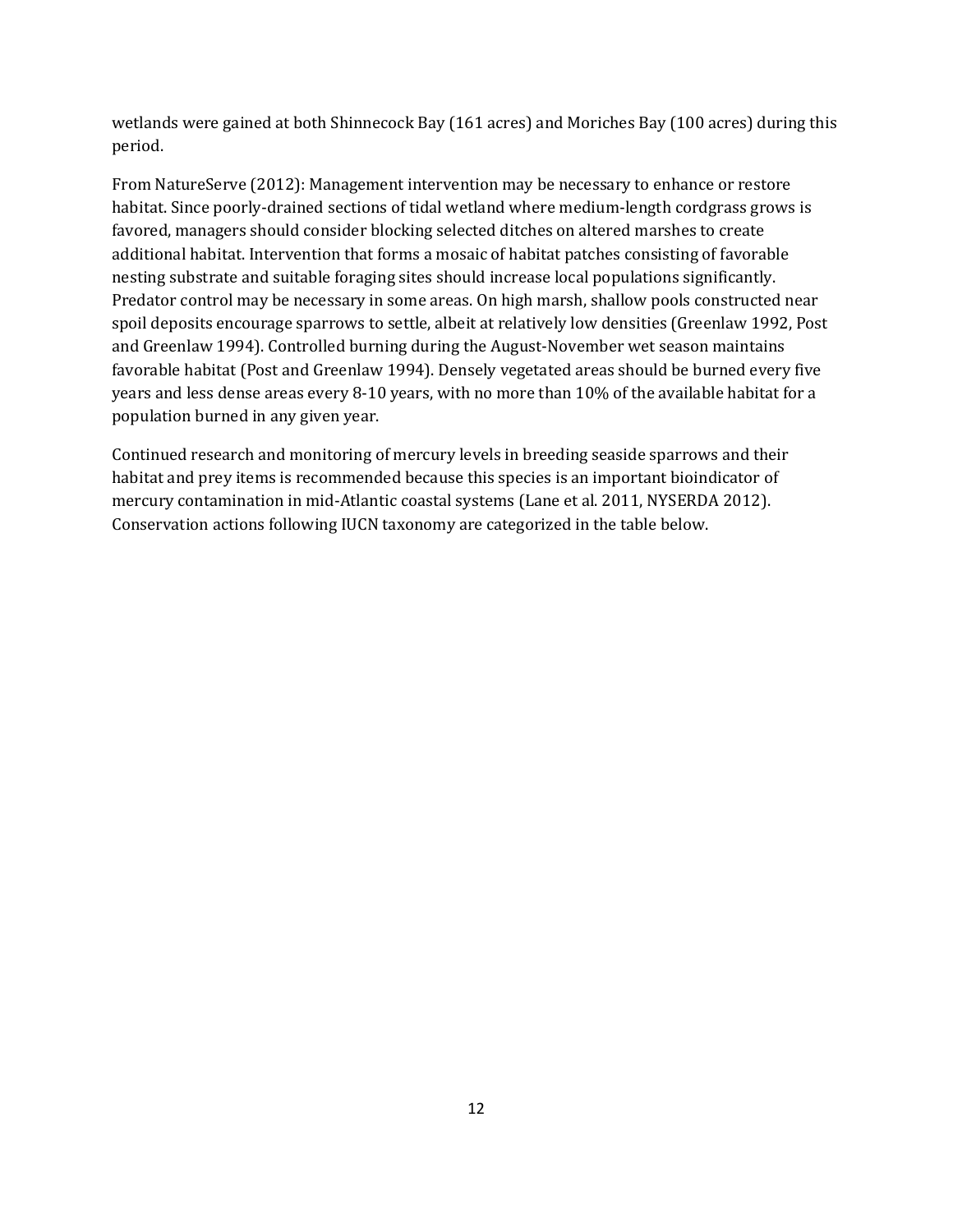wetlands were gained at both Shinnecock Bay (161 acres) and Moriches Bay (100 acres) during this period.

From NatureServe (2012): Management intervention may be necessary to enhance or restore habitat. Since poorly-drained sections of tidal wetland where medium-length cordgrass grows is favored, managers should consider blocking selected ditches on altered marshes to create additional habitat. Intervention that forms a mosaic of habitat patches consisting of favorable nesting substrate and suitable foraging sites should increase local populations significantly. Predator control may be necessary in some areas. On high marsh, shallow pools constructed near spoil deposits encourage sparrows to settle, albeit at relatively low densities (Greenlaw 1992, Post and Greenlaw 1994). Controlled burning during the August-November wet season maintains favorable habitat (Post and Greenlaw 1994). Densely vegetated areas should be burned every five years and less dense areas every 8-10 years, with no more than 10% of the available habitat for a population burned in any given year.

Continued research and monitoring of mercury levels in breeding seaside sparrows and their habitat and prey items is recommended because this species is an important bioindicator of mercury contamination in mid-Atlantic coastal systems (Lane et al. 2011, NYSERDA 2012). Conservation actions following IUCN taxonomy are categorized in the table below.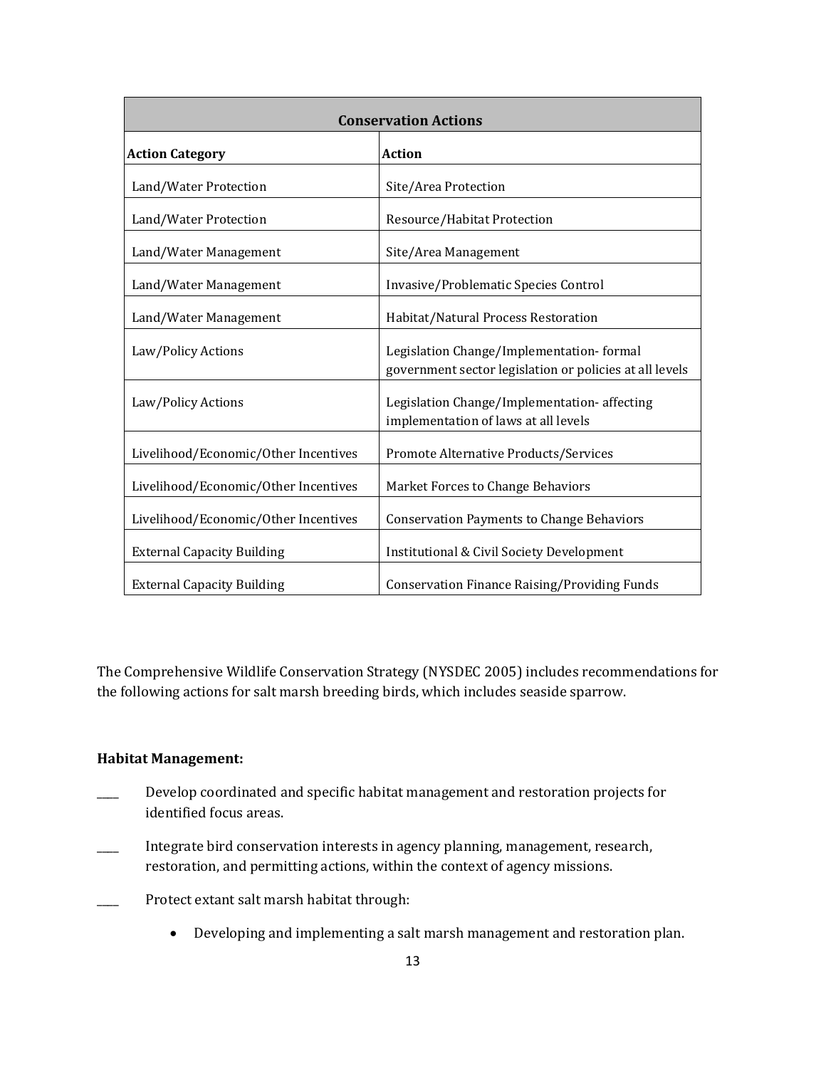| Conservation Actions | |
|---|---|
| **Action Category** | **Action** |
| Land/Water Protection | Site/Area Protection |
| Land/Water Protection | Resource/Habitat Protection |
| Land/Water Management | Site/Area Management |
| Land/Water Management | Invasive/Problematic Species Control |
| Land/Water Management | Habitat/Natural Process Restoration |
| Law/Policy Actions | Legislation Change/Implementation- formal government sector legislation or policies at all levels |
| Law/Policy Actions | Legislation Change/Implementation- affecting implementation of laws at all levels |
| Livelihood/Economic/Other Incentives | Promote Alternative Products/Services |
| Livelihood/Economic/Other Incentives | Market Forces to Change Behaviors |
| Livelihood/Economic/Other Incentives | Conservation Payments to Change Behaviors |
| External Capacity Building | Institutional & Civil Society Development |
| External Capacity Building | Conservation Finance Raising/Providing Funds |

The Comprehensive Wildlife Conservation Strategy (NYSDEC 2005) includes recommendations for the following actions for salt marsh breeding birds, which includes seaside sparrow.

**Habitat Management:**

____ Develop coordinated and specific habitat management and restoration projects for identified focus areas.

____ Integrate bird conservation interests in agency planning, management, research, restoration, and permitting actions, within the context of agency missions.

____ Protect extant salt marsh habitat through:

- Developing and implementing a salt marsh management and restoration plan.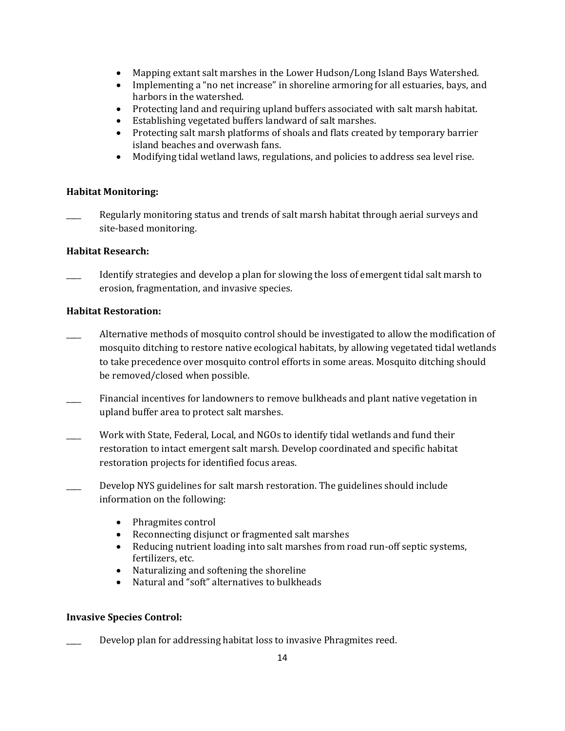- Mapping extant salt marshes in the Lower Hudson/Long Island Bays Watershed.
- Implementing a "no net increase" in shoreline armoring for all estuaries, bays, and harbors in the watershed.
- Protecting land and requiring upland buffers associated with salt marsh habitat.
- Establishing vegetated buffers landward of salt marshes.
- Protecting salt marsh platforms of shoals and flats created by temporary barrier island beaches and overwash fans.
- Modifying tidal wetland laws, regulations, and policies to address sea level rise.

**Habitat Monitoring:**

____ Regularly monitoring status and trends of salt marsh habitat through aerial surveys and site-based monitoring.

**Habitat Research:**

____ Identify strategies and develop a plan for slowing the loss of emergent tidal salt marsh to erosion, fragmentation, and invasive species.

**Habitat Restoration:**

____ Alternative methods of mosquito control should be investigated to allow the modification of mosquito ditching to restore native ecological habitats, by allowing vegetated tidal wetlands to take precedence over mosquito control efforts in some areas. Mosquito ditching should be removed/closed when possible.

____ Financial incentives for landowners to remove bulkheads and plant native vegetation in upland buffer area to protect salt marshes.

____ Work with State, Federal, Local, and NGOs to identify tidal wetlands and fund their restoration to intact emergent salt marsh. Develop coordinated and specific habitat restoration projects for identified focus areas.

____ Develop NYS guidelines for salt marsh restoration. The guidelines should include information on the following:

- Phragmites control
- Reconnecting disjunct or fragmented salt marshes
- Reducing nutrient loading into salt marshes from road run-off septic systems, fertilizers, etc.
- Naturalizing and softening the shoreline
- Natural and "soft" alternatives to bulkheads

**Invasive Species Control:**

____ Develop plan for addressing habitat loss to invasive Phragmites reed.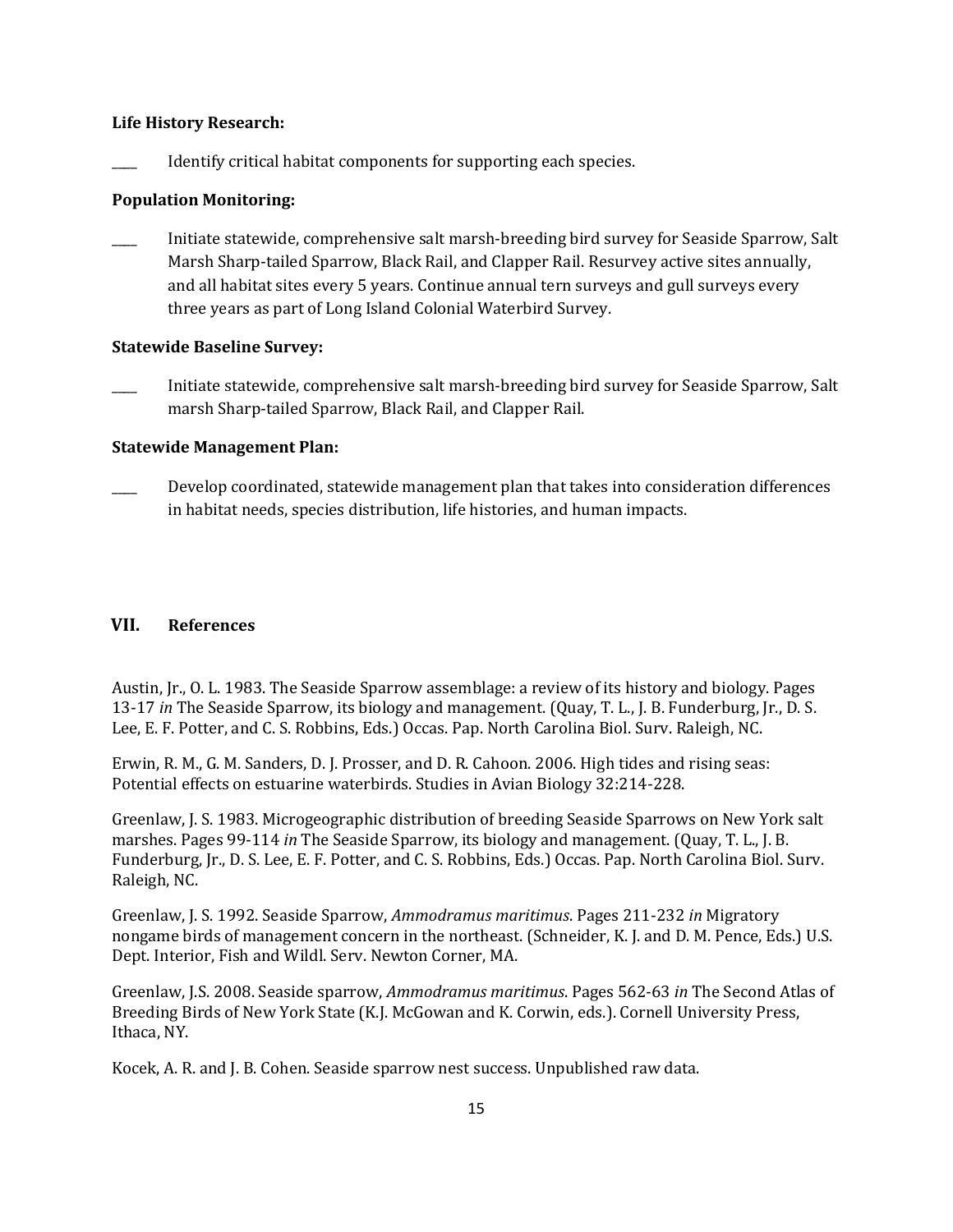**Life History Research:**

____ Identify critical habitat components for supporting each species.

**Population Monitoring:**

____ Initiate statewide, comprehensive salt marsh-breeding bird survey for Seaside Sparrow, Salt Marsh Sharp-tailed Sparrow, Black Rail, and Clapper Rail. Resurvey active sites annually, and all habitat sites every 5 years. Continue annual tern surveys and gull surveys every three years as part of Long Island Colonial Waterbird Survey.

**Statewide Baseline Survey:**

____ Initiate statewide, comprehensive salt marsh-breeding bird survey for Seaside Sparrow, Salt marsh Sharp-tailed Sparrow, Black Rail, and Clapper Rail.

**Statewide Management Plan:**

____ Develop coordinated, statewide management plan that takes into consideration differences in habitat needs, species distribution, life histories, and human impacts.

## VII. References

Austin, Jr., O. L. 1983. The Seaside Sparrow assemblage: a review of its history and biology. Pages 13-17 *in* The Seaside Sparrow, its biology and management. (Quay, T. L., J. B. Funderburg, Jr., D. S. Lee, E. F. Potter, and C. S. Robbins, Eds.) Occas. Pap. North Carolina Biol. Surv. Raleigh, NC.

Erwin, R. M., G. M. Sanders, D. J. Prosser, and D. R. Cahoon. 2006. High tides and rising seas: Potential effects on estuarine waterbirds. Studies in Avian Biology 32:214-228.

Greenlaw, J. S. 1983. Microgeographic distribution of breeding Seaside Sparrows on New York salt marshes. Pages 99-114 *in* The Seaside Sparrow, its biology and management. (Quay, T. L., J. B. Funderburg, Jr., D. S. Lee, E. F. Potter, and C. S. Robbins, Eds.) Occas. Pap. North Carolina Biol. Surv. Raleigh, NC.

Greenlaw, J. S. 1992. Seaside Sparrow, *Ammodramus maritimus*. Pages 211-232 *in* Migratory nongame birds of management concern in the northeast. (Schneider, K. J. and D. M. Pence, Eds.) U.S. Dept. Interior, Fish and Wildl. Serv. Newton Corner, MA.

Greenlaw, J.S. 2008. Seaside sparrow, *Ammodramus maritimus*. Pages 562-63 *in* The Second Atlas of Breeding Birds of New York State (K.J. McGowan and K. Corwin, eds.). Cornell University Press, Ithaca, NY.

Kocek, A. R. and J. B. Cohen. Seaside sparrow nest success. Unpublished raw data.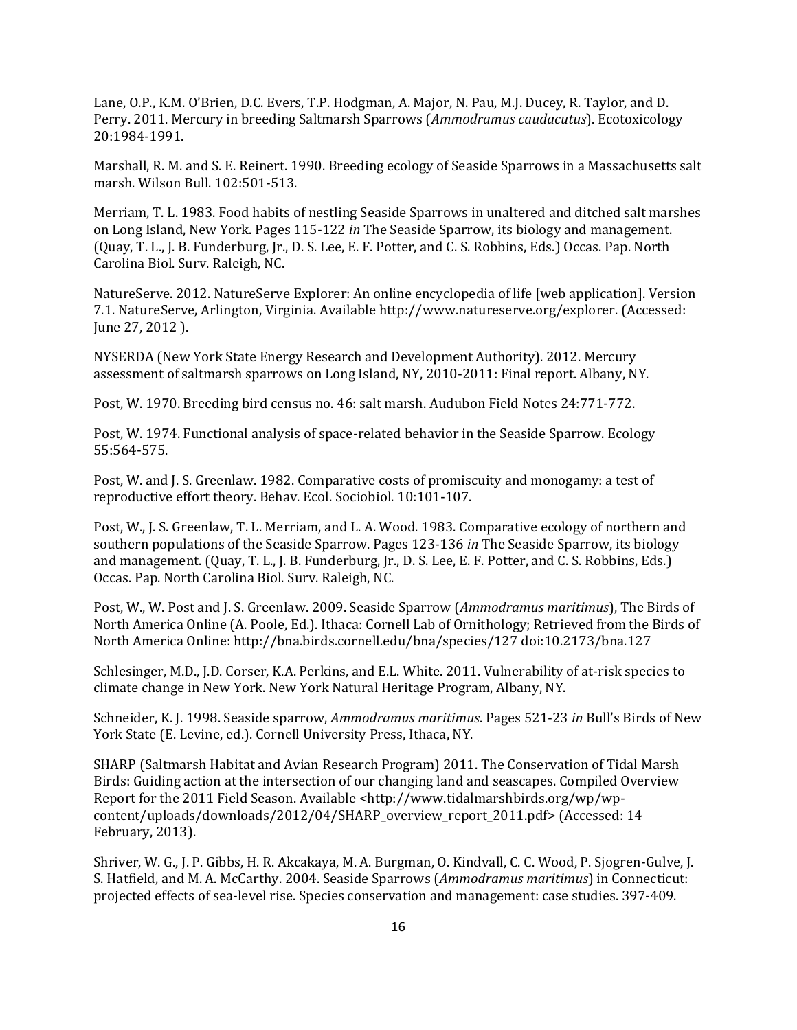Lane, O.P., K.M. O'Brien, D.C. Evers, T.P. Hodgman, A. Major, N. Pau, M.J. Ducey, R. Taylor, and D. Perry. 2011. Mercury in breeding Saltmarsh Sparrows (*Ammodramus caudacutus*). Ecotoxicology 20:1984-1991.

Marshall, R. M. and S. E. Reinert. 1990. Breeding ecology of Seaside Sparrows in a Massachusetts salt marsh. Wilson Bull. 102:501-513.

Merriam, T. L. 1983. Food habits of nestling Seaside Sparrows in unaltered and ditched salt marshes on Long Island, New York. Pages 115-122 *in* The Seaside Sparrow, its biology and management. (Quay, T. L., J. B. Funderburg, Jr., D. S. Lee, E. F. Potter, and C. S. Robbins, Eds.) Occas. Pap. North Carolina Biol. Surv. Raleigh, NC.

NatureServe. 2012. NatureServe Explorer: An online encyclopedia of life [web application]. Version 7.1. NatureServe, Arlington, Virginia. Available http://www.natureserve.org/explorer. (Accessed: June 27, 2012 ).

NYSERDA (New York State Energy Research and Development Authority). 2012. Mercury assessment of saltmarsh sparrows on Long Island, NY, 2010-2011: Final report. Albany, NY.

Post, W. 1970. Breeding bird census no. 46: salt marsh. Audubon Field Notes 24:771-772.

Post, W. 1974. Functional analysis of space-related behavior in the Seaside Sparrow. Ecology 55:564-575.

Post, W. and J. S. Greenlaw. 1982. Comparative costs of promiscuity and monogamy: a test of reproductive effort theory. Behav. Ecol. Sociobiol. 10:101-107.

Post, W., J. S. Greenlaw, T. L. Merriam, and L. A. Wood. 1983. Comparative ecology of northern and southern populations of the Seaside Sparrow. Pages 123-136 *in* The Seaside Sparrow, its biology and management. (Quay, T. L., J. B. Funderburg, Jr., D. S. Lee, E. F. Potter, and C. S. Robbins, Eds.) Occas. Pap. North Carolina Biol. Surv. Raleigh, NC.

Post, W., W. Post and J. S. Greenlaw. 2009. Seaside Sparrow (*Ammodramus maritimus*), The Birds of North America Online (A. Poole, Ed.). Ithaca: Cornell Lab of Ornithology; Retrieved from the Birds of North America Online: http://bna.birds.cornell.edu/bna/species/127 doi:10.2173/bna.127

Schlesinger, M.D., J.D. Corser, K.A. Perkins, and E.L. White. 2011. Vulnerability of at-risk species to climate change in New York. New York Natural Heritage Program, Albany, NY.

Schneider, K. J. 1998. Seaside sparrow, *Ammodramus maritimus*. Pages 521-23 *in* Bull's Birds of New York State (E. Levine, ed.). Cornell University Press, Ithaca, NY.

SHARP (Saltmarsh Habitat and Avian Research Program) 2011. The Conservation of Tidal Marsh Birds: Guiding action at the intersection of our changing land and seascapes. Compiled Overview Report for the 2011 Field Season. Available <http://www.tidalmarshbirds.org/wp/wp-content/uploads/downloads/2012/04/SHARP_overview_report_2011.pdf> (Accessed: 14 February, 2013).

Shriver, W. G., J. P. Gibbs, H. R. Akcakaya, M. A. Burgman, O. Kindvall, C. C. Wood, P. Sjogren-Gulve, J. S. Hatfield, and M. A. McCarthy. 2004. Seaside Sparrows (*Ammodramus maritimus*) in Connecticut: projected effects of sea-level rise. Species conservation and management: case studies. 397-409.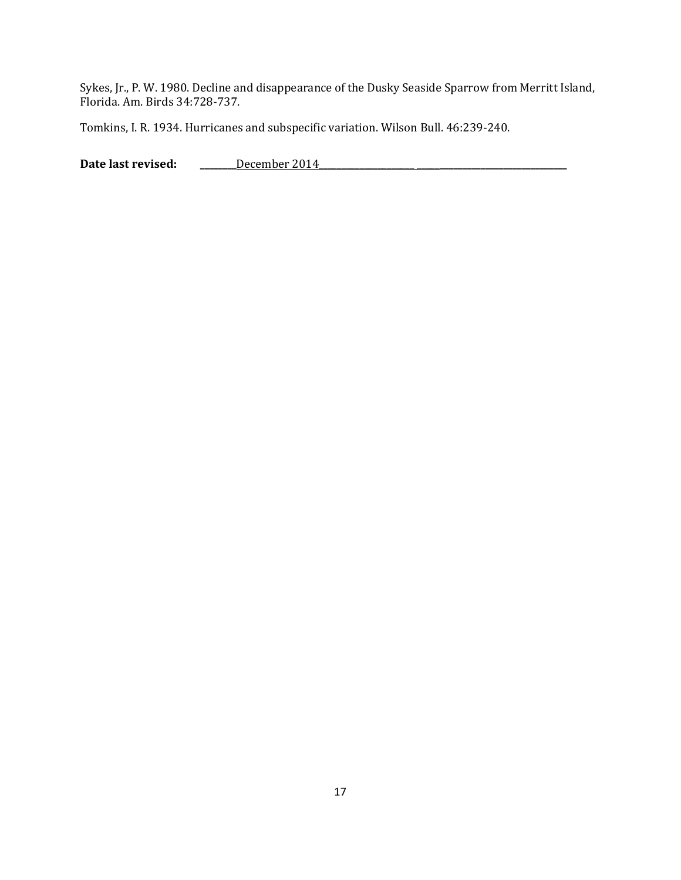Sykes, Jr., P. W. 1980. Decline and disappearance of the Dusky Seaside Sparrow from Merritt Island, Florida. Am. Birds 34:728-737.

Tomkins, I. R. 1934. Hurricanes and subspecific variation. Wilson Bull. 46:239-240.

**Date last revised:** December 2014